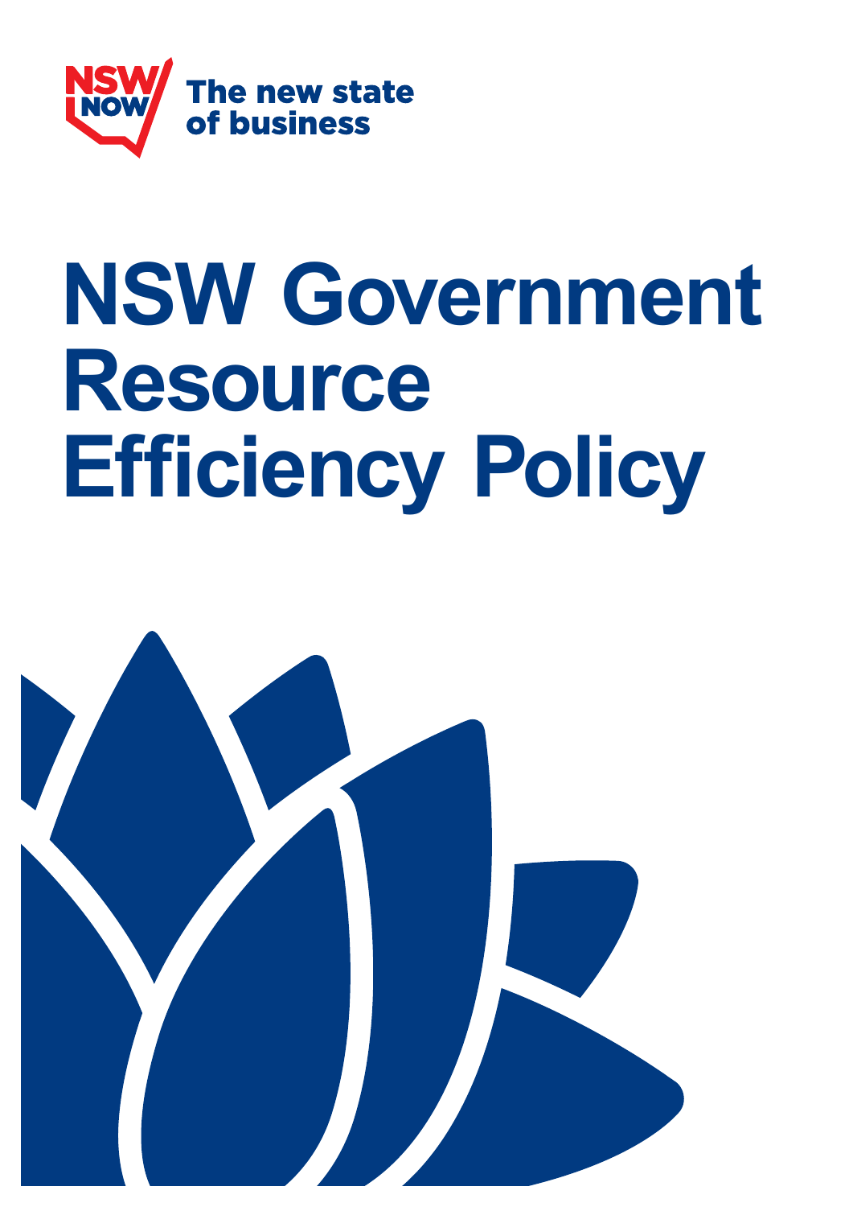NSW NOW The new state of business

# NSW Government Resource Efficiency Policy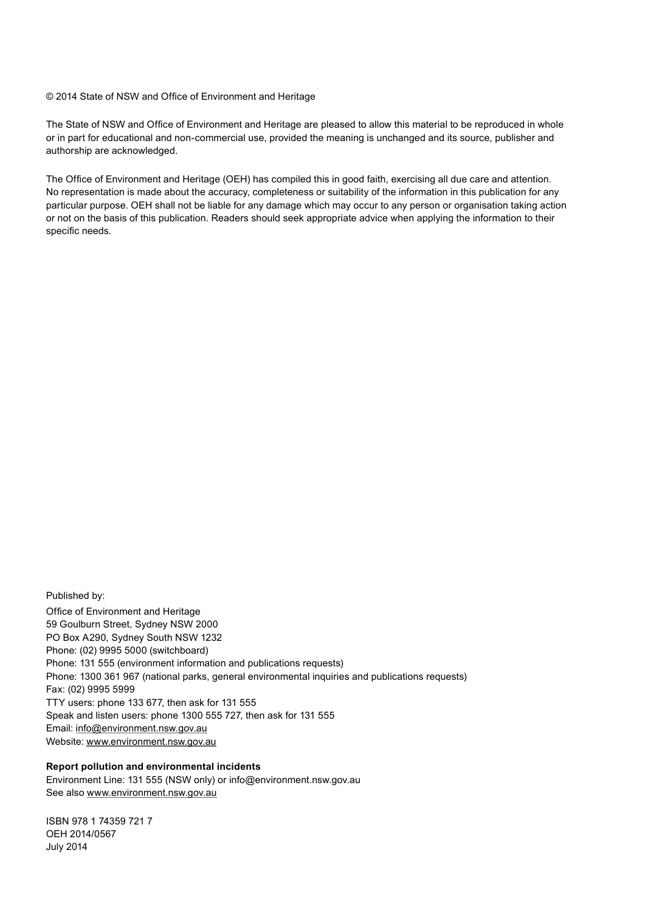© 2014 State of NSW and Office of Environment and Heritage

The State of NSW and Office of Environment and Heritage are pleased to allow this material to be reproduced in whole or in part for educational and non-commercial use, provided the meaning is unchanged and its source, publisher and authorship are acknowledged.

The Office of Environment and Heritage (OEH) has compiled this in good faith, exercising all due care and attention. No representation is made about the accuracy, completeness or suitability of the information in this publication for any particular purpose. OEH shall not be liable for any damage which may occur to any person or organisation taking action or not on the basis of this publication. Readers should seek appropriate advice when applying the information to their specific needs.

Published by:

Office of Environment and Heritage
59 Goulburn Street, Sydney NSW 2000
PO Box A290, Sydney South NSW 1232
Phone: (02) 9995 5000 (switchboard)
Phone: 131 555 (environment information and publications requests)
Phone: 1300 361 967 (national parks, general environmental inquiries and publications requests)
Fax: (02) 9995 5999
TTY users: phone 133 677, then ask for 131 555
Speak and listen users: phone 1300 555 727, then ask for 131 555
Email: info@environment.nsw.gov.au
Website: www.environment.nsw.gov.au

**Report pollution and environmental incidents**
Environment Line: 131 555 (NSW only) or info@environment.nsw.gov.au
See also www.environment.nsw.gov.au

ISBN 978 1 74359 721 7
OEH 2014/0567
July 2014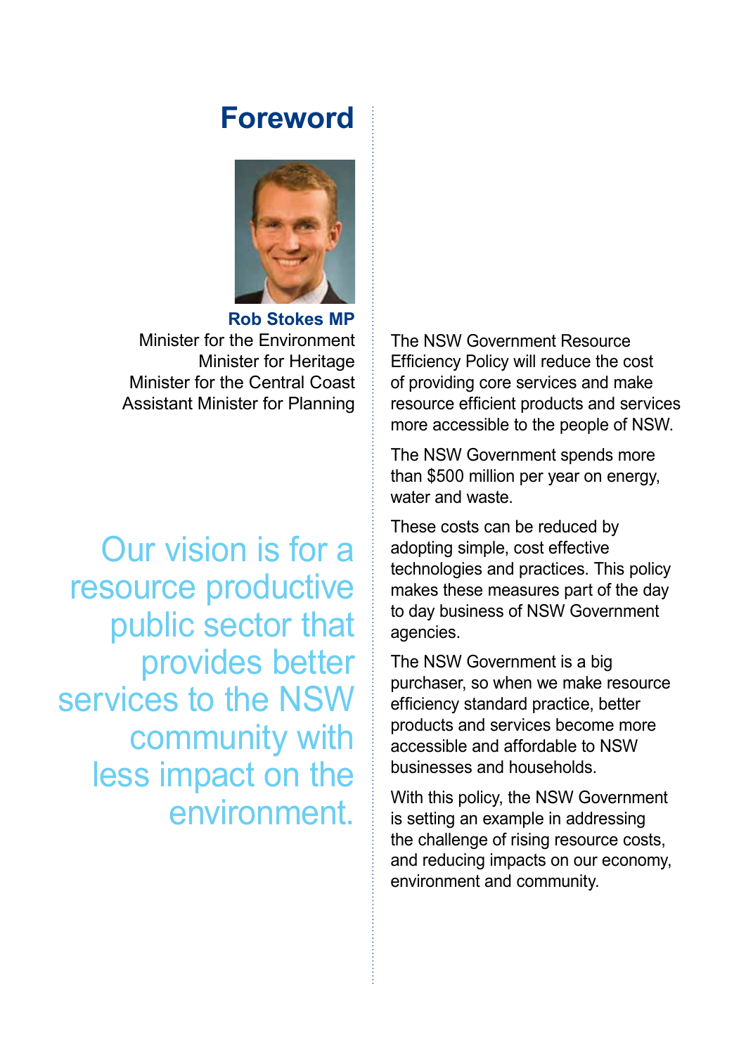# Foreword

**Rob Stokes MP**
Minister for the Environment
Minister for Heritage
Minister for the Central Coast
Assistant Minister for Planning

Our vision is for a resource productive public sector that provides better services to the NSW community with less impact on the environment.

The NSW Government Resource Efficiency Policy will reduce the cost of providing core services and make resource efficient products and services more accessible to the people of NSW.

The NSW Government spends more than $500 million per year on energy, water and waste.

These costs can be reduced by adopting simple, cost effective technologies and practices. This policy makes these measures part of the day to day business of NSW Government agencies.

The NSW Government is a big purchaser, so when we make resource efficiency standard practice, better products and services become more accessible and affordable to NSW businesses and households.

With this policy, the NSW Government is setting an example in addressing the challenge of rising resource costs, and reducing impacts on our economy, environment and community.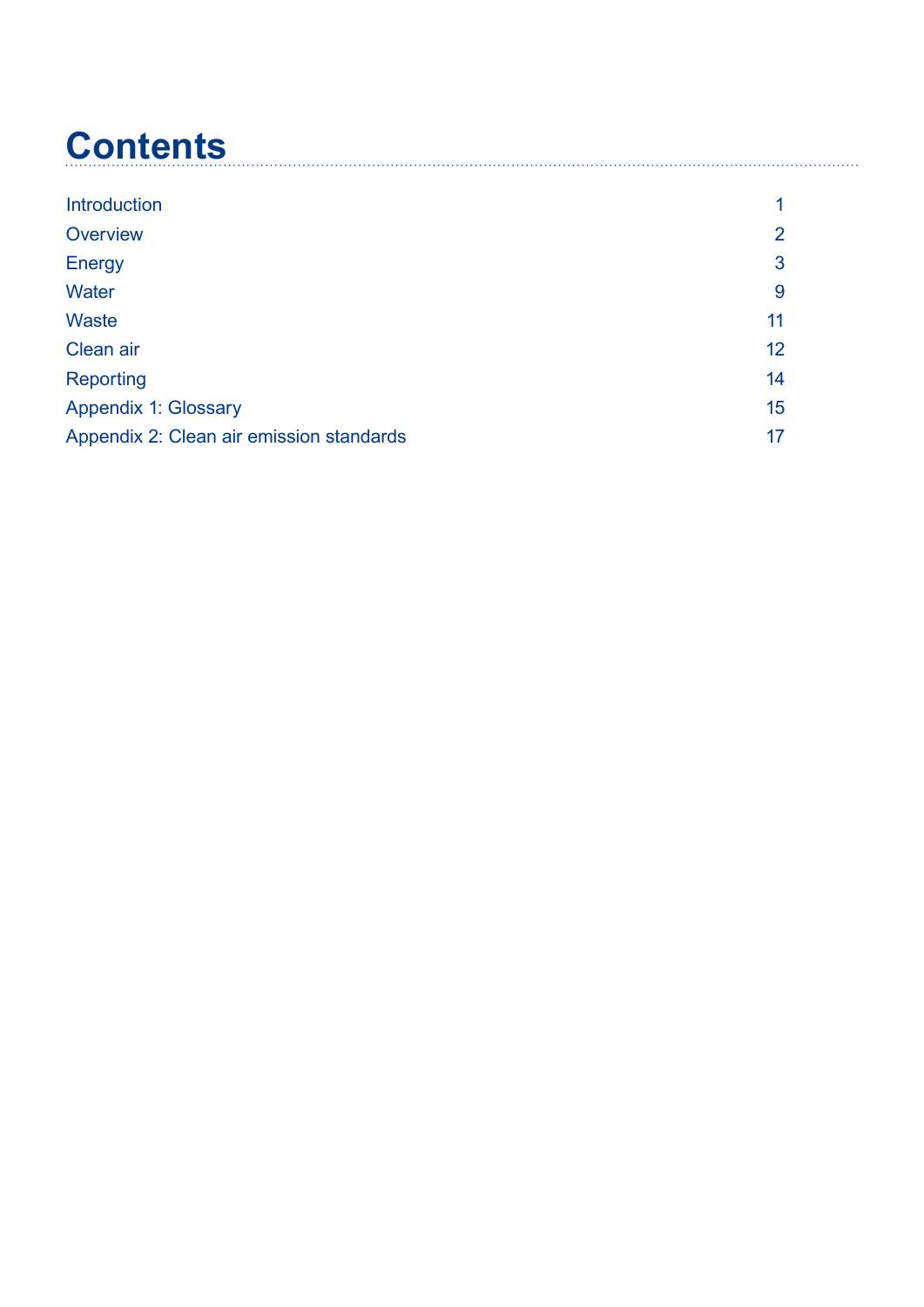# Contents

| | |
|---|---|
| Introduction | 1 |
| Overview | 2 |
| Energy | 3 |
| Water | 9 |
| Waste | 11 |
| Clean air | 12 |
| Reporting | 14 |
| Appendix 1: Glossary | 15 |
| Appendix 2: Clean air emission standards | 17 |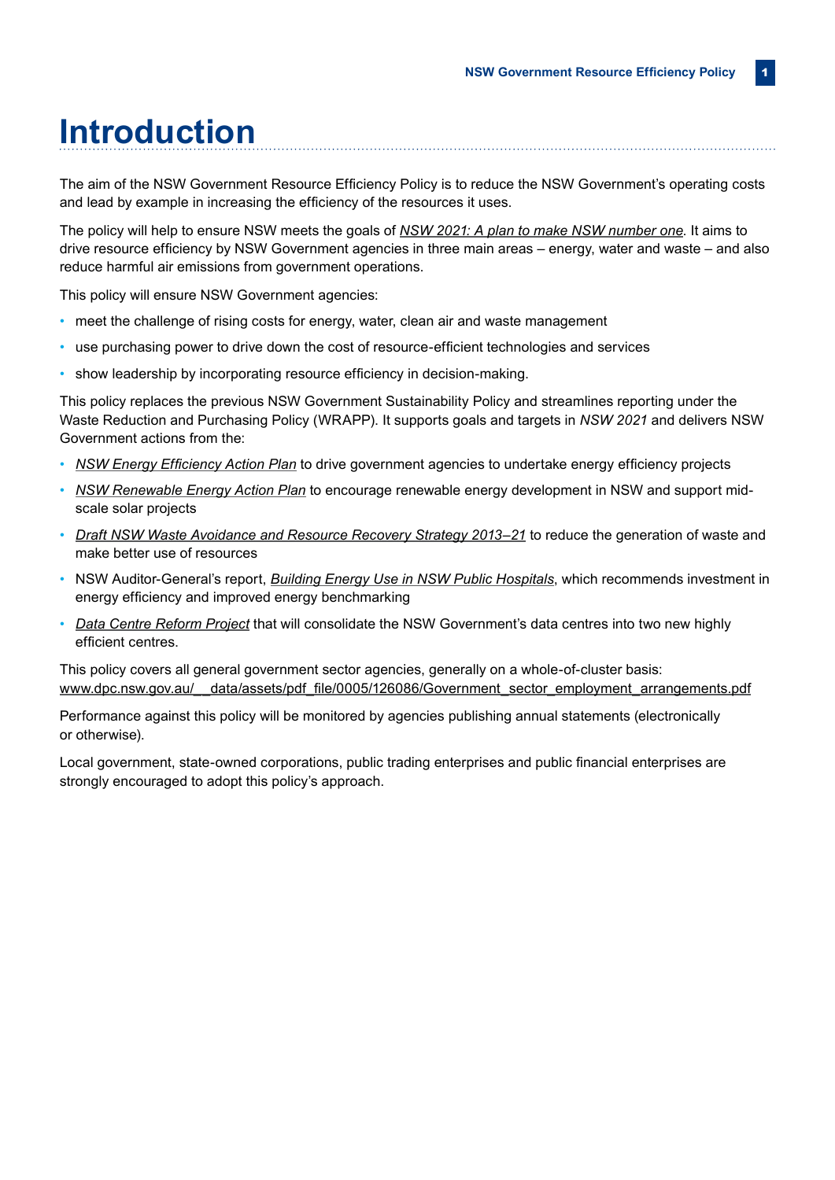# Introduction

The aim of the NSW Government Resource Efficiency Policy is to reduce the NSW Government's operating costs and lead by example in increasing the efficiency of the resources it uses.

The policy will help to ensure NSW meets the goals of *NSW 2021: A plan to make NSW number one*. It aims to drive resource efficiency by NSW Government agencies in three main areas – energy, water and waste – and also reduce harmful air emissions from government operations.

This policy will ensure NSW Government agencies:

- meet the challenge of rising costs for energy, water, clean air and waste management
- use purchasing power to drive down the cost of resource-efficient technologies and services
- show leadership by incorporating resource efficiency in decision-making.

This policy replaces the previous NSW Government Sustainability Policy and streamlines reporting under the Waste Reduction and Purchasing Policy (WRAPP). It supports goals and targets in *NSW 2021* and delivers NSW Government actions from the:

- *NSW Energy Efficiency Action Plan* to drive government agencies to undertake energy efficiency projects
- *NSW Renewable Energy Action Plan* to encourage renewable energy development in NSW and support mid-scale solar projects
- *Draft NSW Waste Avoidance and Resource Recovery Strategy 2013–21* to reduce the generation of waste and make better use of resources
- NSW Auditor-General's report, *Building Energy Use in NSW Public Hospitals*, which recommends investment in energy efficiency and improved energy benchmarking
- *Data Centre Reform Project* that will consolidate the NSW Government's data centres into two new highly efficient centres.

This policy covers all general government sector agencies, generally on a whole-of-cluster basis: www.dpc.nsw.gov.au/__data/assets/pdf_file/0005/126086/Government_sector_employment_arrangements.pdf

Performance against this policy will be monitored by agencies publishing annual statements (electronically or otherwise).

Local government, state-owned corporations, public trading enterprises and public financial enterprises are strongly encouraged to adopt this policy's approach.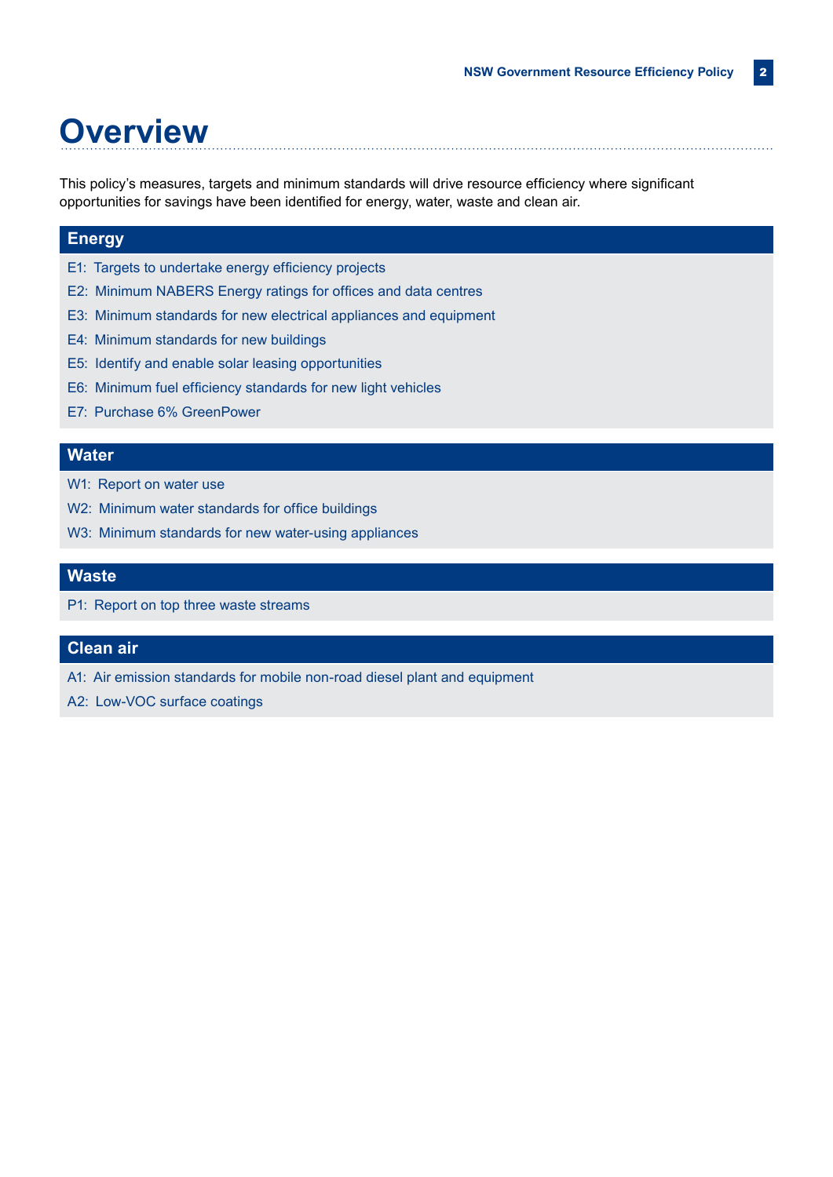# Overview

This policy's measures, targets and minimum standards will drive resource efficiency where significant opportunities for savings have been identified for energy, water, waste and clean air.

## Energy

- E1: Targets to undertake energy efficiency projects
- E2: Minimum NABERS Energy ratings for offices and data centres
- E3: Minimum standards for new electrical appliances and equipment
- E4: Minimum standards for new buildings
- E5: Identify and enable solar leasing opportunities
- E6: Minimum fuel efficiency standards for new light vehicles
- E7: Purchase 6% GreenPower

## Water

- W1: Report on water use
- W2: Minimum water standards for office buildings
- W3: Minimum standards for new water-using appliances

## Waste

- P1: Report on top three waste streams

## Clean air

- A1: Air emission standards for mobile non-road diesel plant and equipment
- A2: Low-VOC surface coatings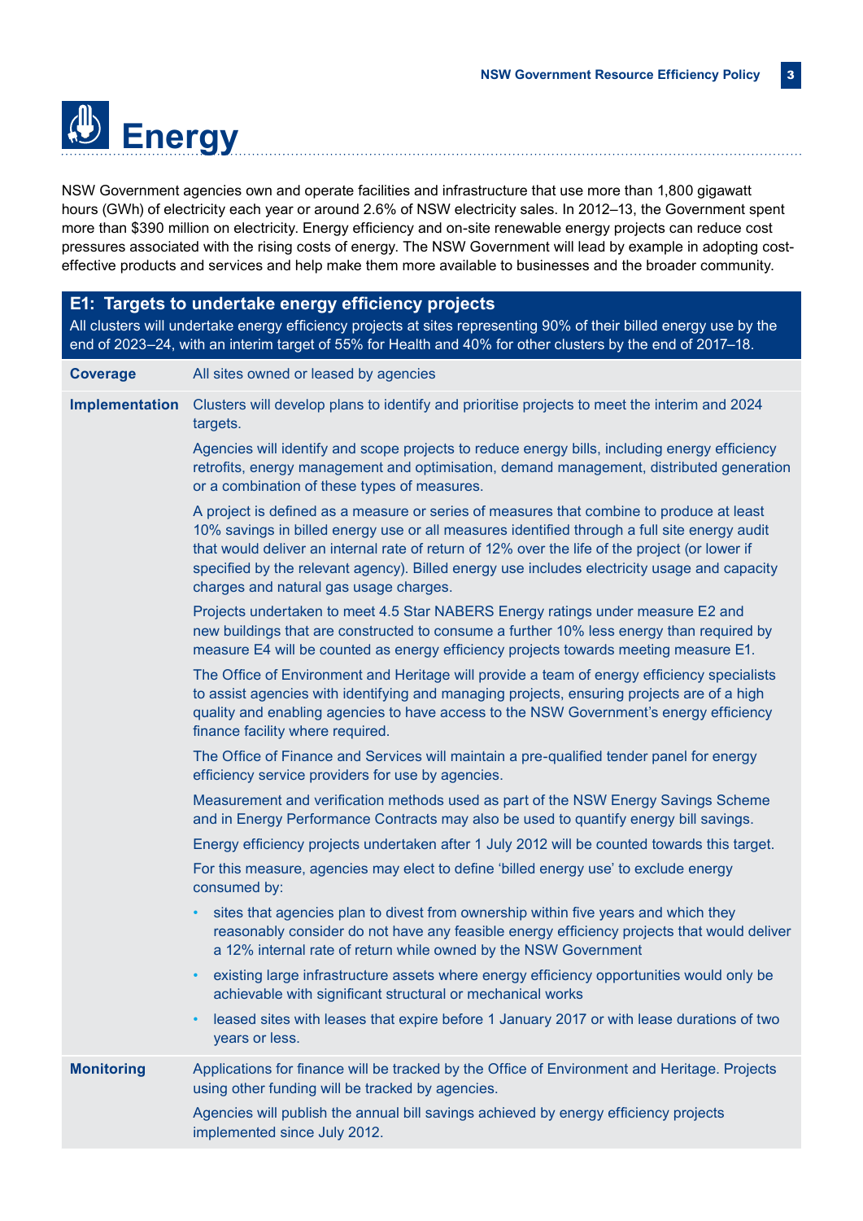# Energy

NSW Government agencies own and operate facilities and infrastructure that use more than 1,800 gigawatt hours (GWh) of electricity each year or around 2.6% of NSW electricity sales. In 2012–13, the Government spent more than $390 million on electricity. Energy efficiency and on-site renewable energy projects can reduce cost pressures associated with the rising costs of energy. The NSW Government will lead by example in adopting cost-effective products and services and help make them more available to businesses and the broader community.

## E1: Targets to undertake energy efficiency projects

All clusters will undertake energy efficiency projects at sites representing 90% of their billed energy use by the end of 2023–24, with an interim target of 55% for Health and 40% for other clusters by the end of 2017–18.

**Coverage**

All sites owned or leased by agencies

**Implementation**

Clusters will develop plans to identify and prioritise projects to meet the interim and 2024 targets.

Agencies will identify and scope projects to reduce energy bills, including energy efficiency retrofits, energy management and optimisation, demand management, distributed generation or a combination of these types of measures.

A project is defined as a measure or series of measures that combine to produce at least 10% savings in billed energy use or all measures identified through a full site energy audit that would deliver an internal rate of return of 12% over the life of the project (or lower if specified by the relevant agency). Billed energy use includes electricity usage and capacity charges and natural gas usage charges.

Projects undertaken to meet 4.5 Star NABERS Energy ratings under measure E2 and new buildings that are constructed to consume a further 10% less energy than required by measure E4 will be counted as energy efficiency projects towards meeting measure E1.

The Office of Environment and Heritage will provide a team of energy efficiency specialists to assist agencies with identifying and managing projects, ensuring projects are of a high quality and enabling agencies to have access to the NSW Government's energy efficiency finance facility where required.

The Office of Finance and Services will maintain a pre-qualified tender panel for energy efficiency service providers for use by agencies.

Measurement and verification methods used as part of the NSW Energy Savings Scheme and in Energy Performance Contracts may also be used to quantify energy bill savings.

Energy efficiency projects undertaken after 1 July 2012 will be counted towards this target.

For this measure, agencies may elect to define 'billed energy use' to exclude energy consumed by:

- sites that agencies plan to divest from ownership within five years and which they reasonably consider do not have any feasible energy efficiency projects that would deliver a 12% internal rate of return while owned by the NSW Government
- existing large infrastructure assets where energy efficiency opportunities would only be achievable with significant structural or mechanical works
- leased sites with leases that expire before 1 January 2017 or with lease durations of two years or less.

**Monitoring**

Applications for finance will be tracked by the Office of Environment and Heritage. Projects using other funding will be tracked by agencies.

Agencies will publish the annual bill savings achieved by energy efficiency projects implemented since July 2012.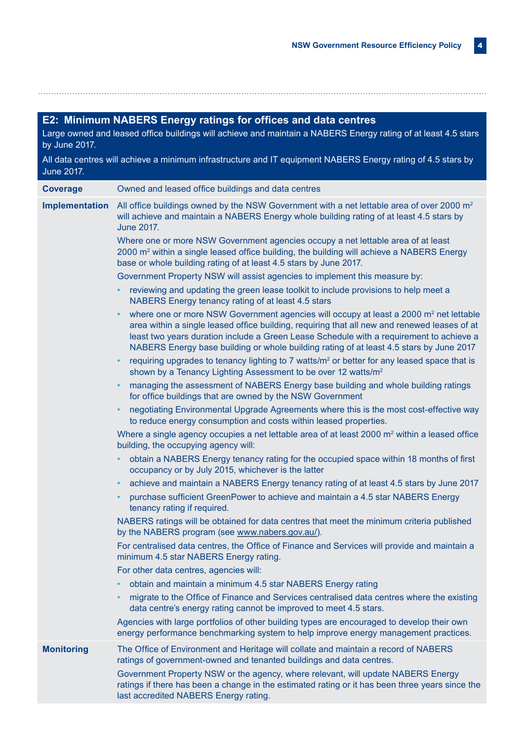## E2: Minimum NABERS Energy ratings for offices and data centres

Large owned and leased office buildings will achieve and maintain a NABERS Energy rating of at least 4.5 stars by June 2017.

All data centres will achieve a minimum infrastructure and IT equipment NABERS Energy rating of 4.5 stars by June 2017.

**Coverage**

Owned and leased office buildings and data centres

**Implementation**

All office buildings owned by the NSW Government with a net lettable area of over 2000 m$^2$ will achieve and maintain a NABERS Energy whole building rating of at least 4.5 stars by June 2017.

Where one or more NSW Government agencies occupy a net lettable area of at least 2000 m$^2$ within a single leased office building, the building will achieve a NABERS Energy base or whole building rating of at least 4.5 stars by June 2017.

Government Property NSW will assist agencies to implement this measure by:

- reviewing and updating the green lease toolkit to include provisions to help meet a NABERS Energy tenancy rating of at least 4.5 stars
- where one or more NSW Government agencies will occupy at least a 2000 m$^2$ net lettable area within a single leased office building, requiring that all new and renewed leases of at least two years duration include a Green Lease Schedule with a requirement to achieve a NABERS Energy base building or whole building rating of at least 4.5 stars by June 2017
- requiring upgrades to tenancy lighting to 7 watts/m$^2$ or better for any leased space that is shown by a Tenancy Lighting Assessment to be over 12 watts/m$^2$
- managing the assessment of NABERS Energy base building and whole building ratings for office buildings that are owned by the NSW Government
- negotiating Environmental Upgrade Agreements where this is the most cost-effective way to reduce energy consumption and costs within leased properties.

Where a single agency occupies a net lettable area of at least 2000 m$^2$ within a leased office building, the occupying agency will:

- obtain a NABERS Energy tenancy rating for the occupied space within 18 months of first occupancy or by July 2015, whichever is the latter
- achieve and maintain a NABERS Energy tenancy rating of at least 4.5 stars by June 2017
- purchase sufficient GreenPower to achieve and maintain a 4.5 star NABERS Energy tenancy rating if required.

NABERS ratings will be obtained for data centres that meet the minimum criteria published by the NABERS program (see www.nabers.gov.au/).

For centralised data centres, the Office of Finance and Services will provide and maintain a minimum 4.5 star NABERS Energy rating.

For other data centres, agencies will:

- obtain and maintain a minimum 4.5 star NABERS Energy rating
- migrate to the Office of Finance and Services centralised data centres where the existing data centre's energy rating cannot be improved to meet 4.5 stars.

Agencies with large portfolios of other building types are encouraged to develop their own energy performance benchmarking system to help improve energy management practices.

**Monitoring**

The Office of Environment and Heritage will collate and maintain a record of NABERS ratings of government-owned and tenanted buildings and data centres.

Government Property NSW or the agency, where relevant, will update NABERS Energy ratings if there has been a change in the estimated rating or it has been three years since the last accredited NABERS Energy rating.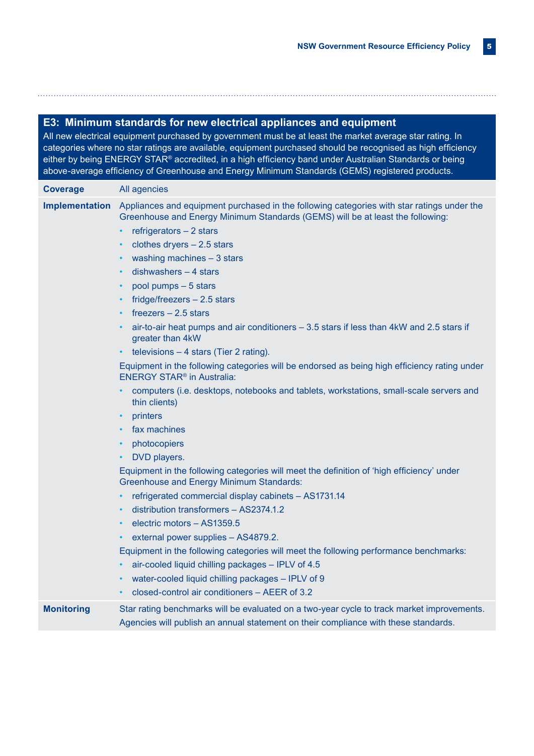## E3: Minimum standards for new electrical appliances and equipment

All new electrical equipment purchased by government must be at least the market average star rating. In categories where no star ratings are available, equipment purchased should be recognised as high efficiency either by being ENERGY STAR® accredited, in a high efficiency band under Australian Standards or being above-average efficiency of Greenhouse and Energy Minimum Standards (GEMS) registered products.

**Coverage**

All agencies

**Implementation**

Appliances and equipment purchased in the following categories with star ratings under the Greenhouse and Energy Minimum Standards (GEMS) will be at least the following:

- refrigerators – 2 stars
- clothes dryers – 2.5 stars
- washing machines – 3 stars
- dishwashers – 4 stars
- pool pumps – 5 stars
- fridge/freezers – 2.5 stars
- freezers – 2.5 stars
- air-to-air heat pumps and air conditioners – 3.5 stars if less than 4kW and 2.5 stars if greater than 4kW
- televisions – 4 stars (Tier 2 rating).

Equipment in the following categories will be endorsed as being high efficiency rating under ENERGY STAR® in Australia:

- computers (i.e. desktops, notebooks and tablets, workstations, small-scale servers and thin clients)
- printers
- fax machines
- photocopiers
- DVD players.

Equipment in the following categories will meet the definition of 'high efficiency' under Greenhouse and Energy Minimum Standards:

- refrigerated commercial display cabinets – AS1731.14
- distribution transformers – AS2374.1.2
- electric motors – AS1359.5
- external power supplies – AS4879.2.

Equipment in the following categories will meet the following performance benchmarks:

- air-cooled liquid chilling packages – IPLV of 4.5
- water-cooled liquid chilling packages – IPLV of 9
- closed-control air conditioners – AEER of 3.2

**Monitoring**

Star rating benchmarks will be evaluated on a two-year cycle to track market improvements.

Agencies will publish an annual statement on their compliance with these standards.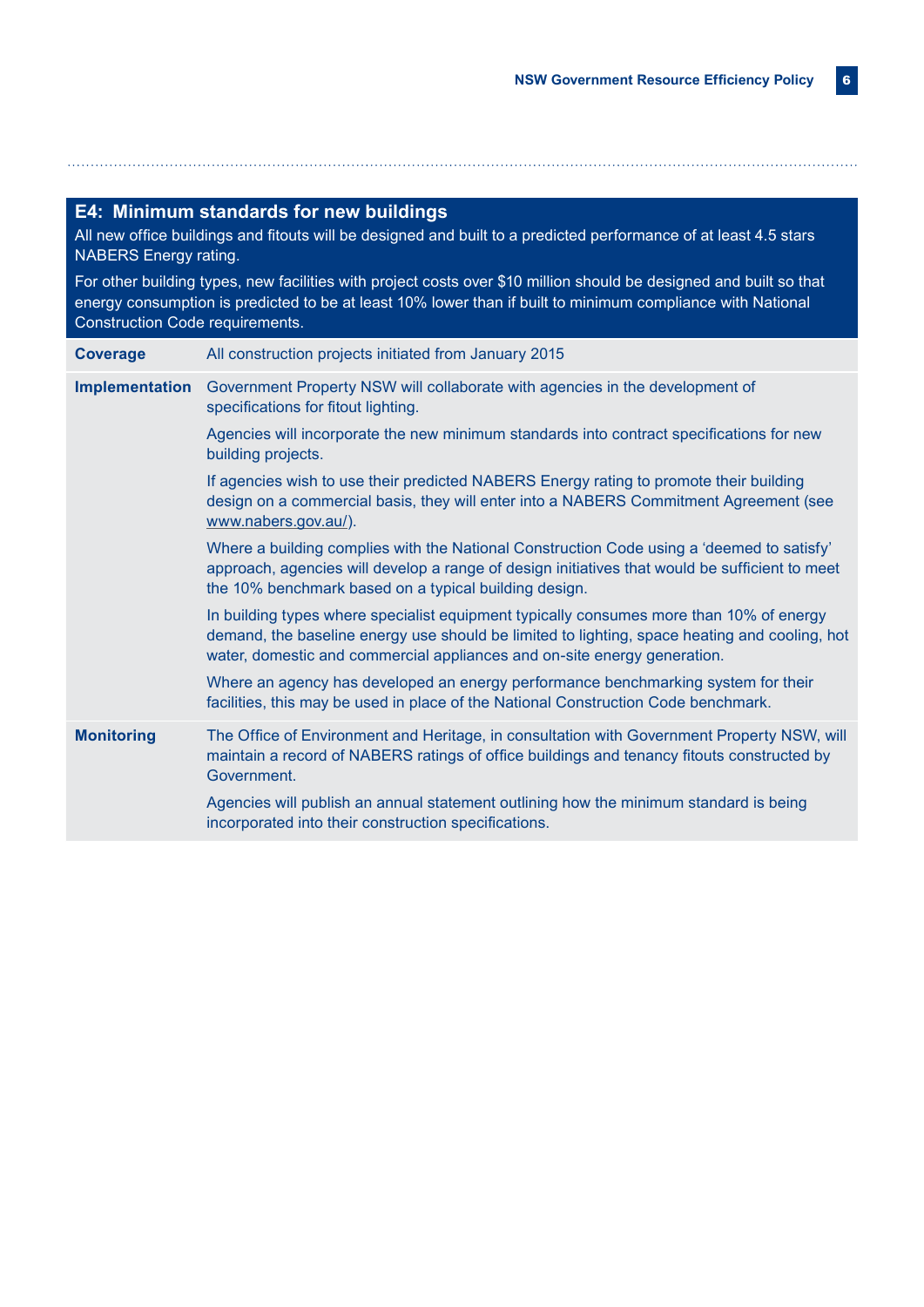## E4: Minimum standards for new buildings

All new office buildings and fitouts will be designed and built to a predicted performance of at least 4.5 stars NABERS Energy rating.

For other building types, new facilities with project costs over $10 million should be designed and built so that energy consumption is predicted to be at least 10% lower than if built to minimum compliance with National Construction Code requirements.

| | |
|---|---|
| **Coverage** | All construction projects initiated from January 2015 |
| **Implementation** | Government Property NSW will collaborate with agencies in the development of specifications for fitout lighting.<br><br>Agencies will incorporate the new minimum standards into contract specifications for new building projects.<br><br>If agencies wish to use their predicted NABERS Energy rating to promote their building design on a commercial basis, they will enter into a NABERS Commitment Agreement (see www.nabers.gov.au/).<br><br>Where a building complies with the National Construction Code using a 'deemed to satisfy' approach, agencies will develop a range of design initiatives that would be sufficient to meet the 10% benchmark based on a typical building design.<br><br>In building types where specialist equipment typically consumes more than 10% of energy demand, the baseline energy use should be limited to lighting, space heating and cooling, hot water, domestic and commercial appliances and on-site energy generation.<br><br>Where an agency has developed an energy performance benchmarking system for their facilities, this may be used in place of the National Construction Code benchmark. |
| **Monitoring** | The Office of Environment and Heritage, in consultation with Government Property NSW, will maintain a record of NABERS ratings of office buildings and tenancy fitouts constructed by Government.<br><br>Agencies will publish an annual statement outlining how the minimum standard is being incorporated into their construction specifications. |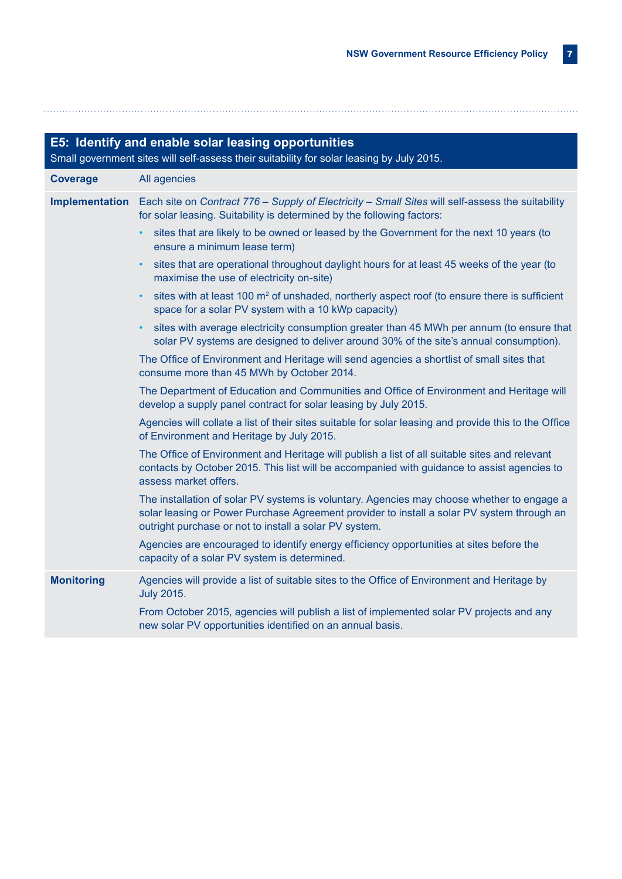## E5: Identify and enable solar leasing opportunities

Small government sites will self-assess their suitability for solar leasing by July 2015.

| | |
|---|---|
| **Coverage** | All agencies |
| **Implementation** | Each site on *Contract 776 – Supply of Electricity – Small Sites* will self-assess the suitability for solar leasing. Suitability is determined by the following factors:<br>• sites that are likely to be owned or leased by the Government for the next 10 years (to ensure a minimum lease term)<br>• sites that are operational throughout daylight hours for at least 45 weeks of the year (to maximise the use of electricity on-site)<br>• sites with at least 100 m² of unshaded, northerly aspect roof (to ensure there is sufficient space for a solar PV system with a 10 kWp capacity)<br>• sites with average electricity consumption greater than 45 MWh per annum (to ensure that solar PV systems are designed to deliver around 30% of the site's annual consumption).<br>The Office of Environment and Heritage will send agencies a shortlist of small sites that consume more than 45 MWh by October 2014.<br>The Department of Education and Communities and Office of Environment and Heritage will develop a supply panel contract for solar leasing by July 2015.<br>Agencies will collate a list of their sites suitable for solar leasing and provide this to the Office of Environment and Heritage by July 2015.<br>The Office of Environment and Heritage will publish a list of all suitable sites and relevant contacts by October 2015. This list will be accompanied with guidance to assist agencies to assess market offers.<br>The installation of solar PV systems is voluntary. Agencies may choose whether to engage a solar leasing or Power Purchase Agreement provider to install a solar PV system through an outright purchase or not to install a solar PV system.<br>Agencies are encouraged to identify energy efficiency opportunities at sites before the capacity of a solar PV system is determined. |
| **Monitoring** | Agencies will provide a list of suitable sites to the Office of Environment and Heritage by July 2015.<br>From October 2015, agencies will publish a list of implemented solar PV projects and any new solar PV opportunities identified on an annual basis. |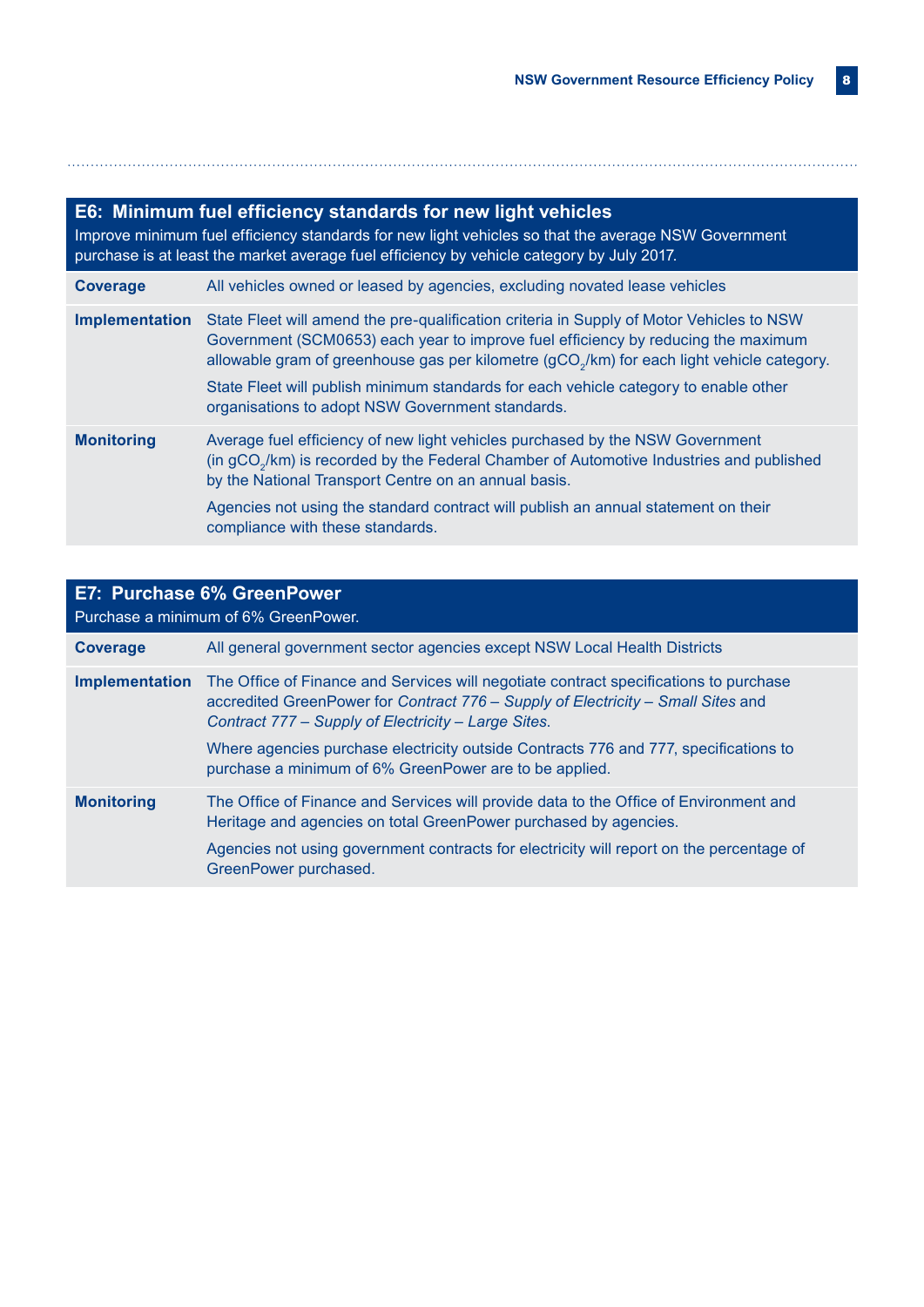## E6: Minimum fuel efficiency standards for new light vehicles

Improve minimum fuel efficiency standards for new light vehicles so that the average NSW Government purchase is at least the market average fuel efficiency by vehicle category by July 2017.

| | |
|---|---|
| **Coverage** | All vehicles owned or leased by agencies, excluding novated lease vehicles |
| **Implementation** | State Fleet will amend the pre-qualification criteria in Supply of Motor Vehicles to NSW Government (SCM0653) each year to improve fuel efficiency by reducing the maximum allowable gram of greenhouse gas per kilometre ($gCO_2$/km) for each light vehicle category.<br><br>State Fleet will publish minimum standards for each vehicle category to enable other organisations to adopt NSW Government standards. |
| **Monitoring** | Average fuel efficiency of new light vehicles purchased by the NSW Government (in $gCO_2$/km) is recorded by the Federal Chamber of Automotive Industries and published by the National Transport Centre on an annual basis.<br><br>Agencies not using the standard contract will publish an annual statement on their compliance with these standards. |

## E7: Purchase 6% GreenPower

Purchase a minimum of 6% GreenPower.

| | |
|---|---|
| **Coverage** | All general government sector agencies except NSW Local Health Districts |
| **Implementation** | The Office of Finance and Services will negotiate contract specifications to purchase accredited GreenPower for *Contract 776 – Supply of Electricity – Small Sites* and *Contract 777 – Supply of Electricity – Large Sites*.<br><br>Where agencies purchase electricity outside Contracts 776 and 777, specifications to purchase a minimum of 6% GreenPower are to be applied. |
| **Monitoring** | The Office of Finance and Services will provide data to the Office of Environment and Heritage and agencies on total GreenPower purchased by agencies.<br><br>Agencies not using government contracts for electricity will report on the percentage of GreenPower purchased. |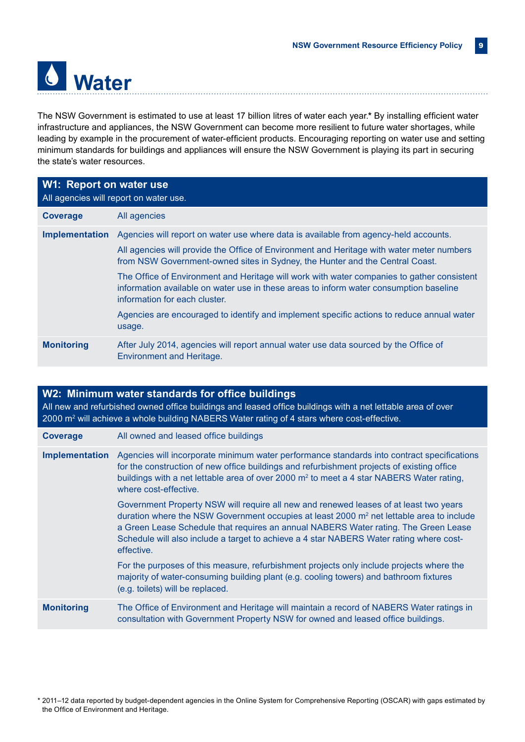# Water

The NSW Government is estimated to use at least 17 billion litres of water each year.* By installing efficient water infrastructure and appliances, the NSW Government can become more resilient to future water shortages, while leading by example in the procurement of water-efficient products. Encouraging reporting on water use and setting minimum standards for buildings and appliances will ensure the NSW Government is playing its part in securing the state's water resources.

| **W1: Report on water use**<br>All agencies will report on water use. | |
|---|---|
| **Coverage** | All agencies |
| **Implementation** | Agencies will report on water use where data is available from agency-held accounts.<br><br>All agencies will provide the Office of Environment and Heritage with water meter numbers from NSW Government-owned sites in Sydney, the Hunter and the Central Coast.<br><br>The Office of Environment and Heritage will work with water companies to gather consistent information available on water use in these areas to inform water consumption baseline information for each cluster.<br><br>Agencies are encouraged to identify and implement specific actions to reduce annual water usage. |
| **Monitoring** | After July 2014, agencies will report annual water use data sourced by the Office of Environment and Heritage. |

| **W2: Minimum water standards for office buildings**<br>All new and refurbished owned office buildings and leased office buildings with a net lettable area of over 2000 m² will achieve a whole building NABERS Water rating of 4 stars where cost-effective. | |
|---|---|
| **Coverage** | All owned and leased office buildings |
| **Implementation** | Agencies will incorporate minimum water performance standards into contract specifications for the construction of new office buildings and refurbishment projects of existing office buildings with a net lettable area of over 2000 m² to meet a 4 star NABERS Water rating, where cost-effective.<br><br>Government Property NSW will require all new and renewed leases of at least two years duration where the NSW Government occupies at least 2000 m² net lettable area to include a Green Lease Schedule that requires an annual NABERS Water rating. The Green Lease Schedule will also include a target to achieve a 4 star NABERS Water rating where cost-effective.<br><br>For the purposes of this measure, refurbishment projects only include projects where the majority of water-consuming building plant (e.g. cooling towers) and bathroom fixtures (e.g. toilets) will be replaced. |
| **Monitoring** | The Office of Environment and Heritage will maintain a record of NABERS Water ratings in consultation with Government Property NSW for owned and leased office buildings. |

\* 2011–12 data reported by budget-dependent agencies in the Online System for Comprehensive Reporting (OSCAR) with gaps estimated by the Office of Environment and Heritage.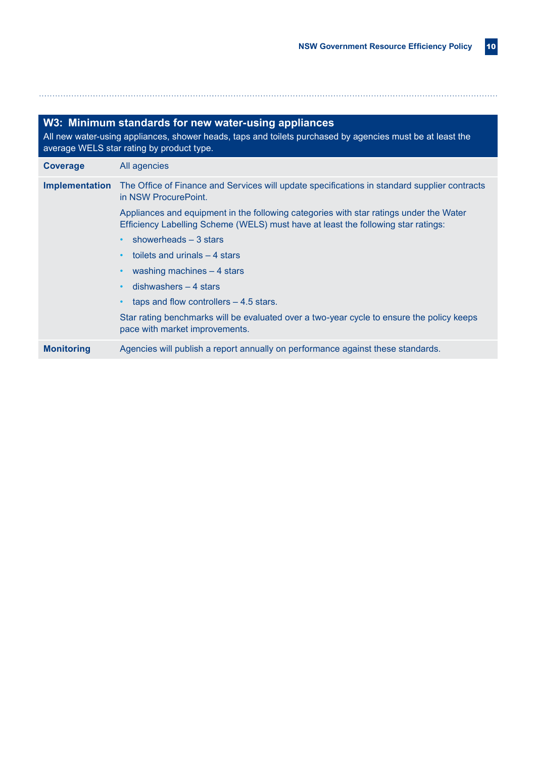## W3: Minimum standards for new water-using appliances

All new water-using appliances, shower heads, taps and toilets purchased by agencies must be at least the average WELS star rating by product type.

| | |
|---|---|
| **Coverage** | All agencies |
| **Implementation** | The Office of Finance and Services will update specifications in standard supplier contracts in NSW ProcurePoint.<br><br>Appliances and equipment in the following categories with star ratings under the Water Efficiency Labelling Scheme (WELS) must have at least the following star ratings:<br>• showerheads – 3 stars<br>• toilets and urinals – 4 stars<br>• washing machines – 4 stars<br>• dishwashers – 4 stars<br>• taps and flow controllers – 4.5 stars.<br><br>Star rating benchmarks will be evaluated over a two-year cycle to ensure the policy keeps pace with market improvements. |
| **Monitoring** | Agencies will publish a report annually on performance against these standards. |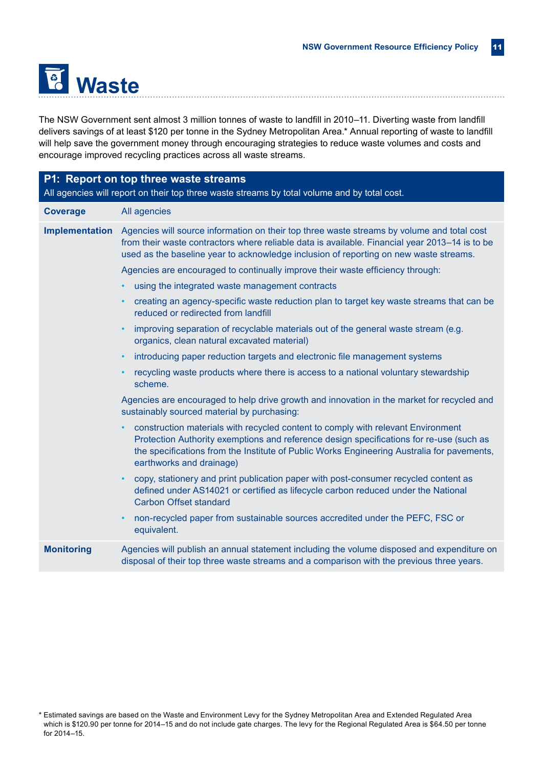# Waste

The NSW Government sent almost 3 million tonnes of waste to landfill in 2010–11. Diverting waste from landfill delivers savings of at least $120 per tonne in the Sydney Metropolitan Area.* Annual reporting of waste to landfill will help save the government money through encouraging strategies to reduce waste volumes and costs and encourage improved recycling practices across all waste streams.

## P1: Report on top three waste streams

All agencies will report on their top three waste streams by total volume and by total cost.

**Coverage**

All agencies

**Implementation**

Agencies will source information on their top three waste streams by volume and total cost from their waste contractors where reliable data is available. Financial year 2013–14 is to be used as the baseline year to acknowledge inclusion of reporting on new waste streams.

Agencies are encouraged to continually improve their waste efficiency through:

- using the integrated waste management contracts
- creating an agency-specific waste reduction plan to target key waste streams that can be reduced or redirected from landfill
- improving separation of recyclable materials out of the general waste stream (e.g. organics, clean natural excavated material)
- introducing paper reduction targets and electronic file management systems
- recycling waste products where there is access to a national voluntary stewardship scheme.

Agencies are encouraged to help drive growth and innovation in the market for recycled and sustainably sourced material by purchasing:

- construction materials with recycled content to comply with relevant Environment Protection Authority exemptions and reference design specifications for re-use (such as the specifications from the Institute of Public Works Engineering Australia for pavements, earthworks and drainage)
- copy, stationery and print publication paper with post-consumer recycled content as defined under AS14021 or certified as lifecycle carbon reduced under the National Carbon Offset standard
- non-recycled paper from sustainable sources accredited under the PEFC, FSC or equivalent.

**Monitoring**

Agencies will publish an annual statement including the volume disposed and expenditure on disposal of their top three waste streams and a comparison with the previous three years.

\* Estimated savings are based on the Waste and Environment Levy for the Sydney Metropolitan Area and Extended Regulated Area which is $120.90 per tonne for 2014–15 and do not include gate charges. The levy for the Regional Regulated Area is $64.50 per tonne for 2014–15.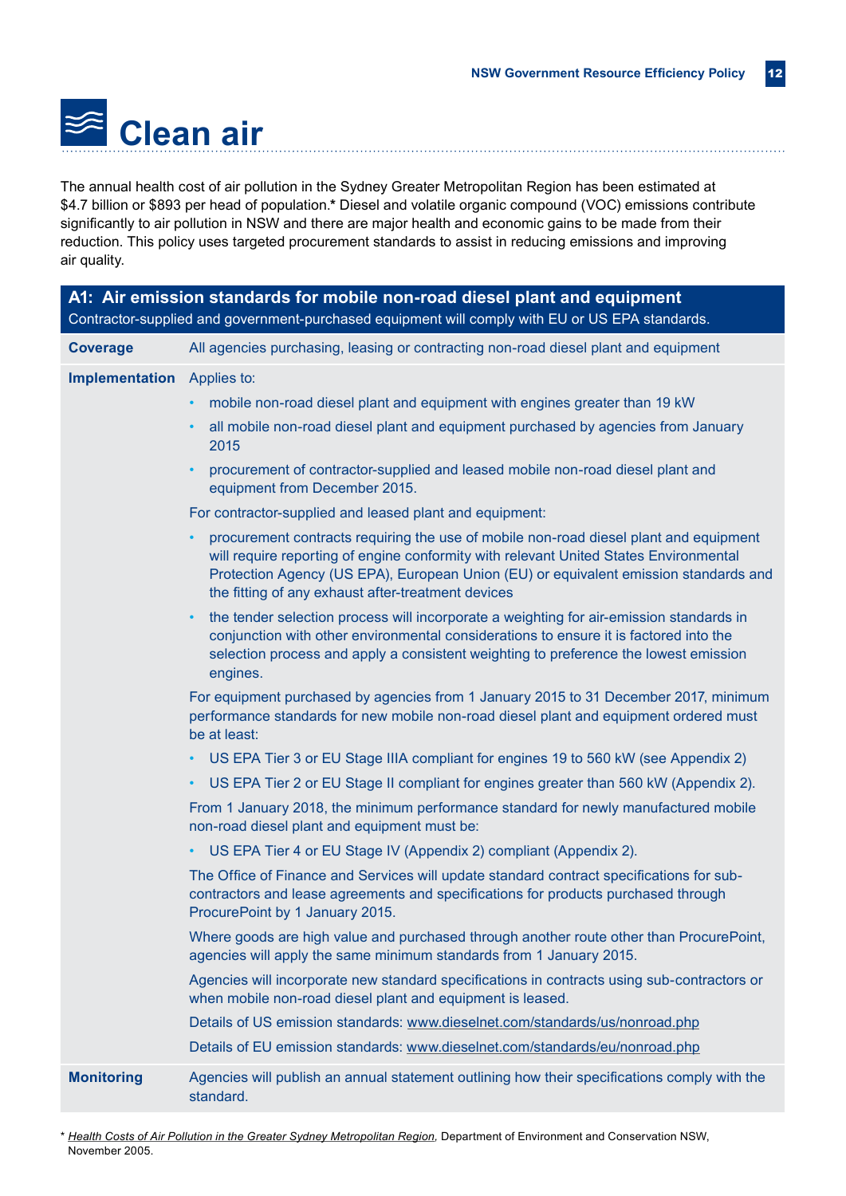# Clean air

The annual health cost of air pollution in the Sydney Greater Metropolitan Region has been estimated at $4.7 billion or $893 per head of population.* Diesel and volatile organic compound (VOC) emissions contribute significantly to air pollution in NSW and there are major health and economic gains to be made from their reduction. This policy uses targeted procurement standards to assist in reducing emissions and improving air quality.

## A1: Air emission standards for mobile non-road diesel plant and equipment

Contractor-supplied and government-purchased equipment will comply with EU or US EPA standards.

**Coverage**

All agencies purchasing, leasing or contracting non-road diesel plant and equipment

**Implementation**

Applies to:

- mobile non-road diesel plant and equipment with engines greater than 19 kW
- all mobile non-road diesel plant and equipment purchased by agencies from January 2015
- procurement of contractor-supplied and leased mobile non-road diesel plant and equipment from December 2015.

For contractor-supplied and leased plant and equipment:

- procurement contracts requiring the use of mobile non-road diesel plant and equipment will require reporting of engine conformity with relevant United States Environmental Protection Agency (US EPA), European Union (EU) or equivalent emission standards and the fitting of any exhaust after-treatment devices
- the tender selection process will incorporate a weighting for air-emission standards in conjunction with other environmental considerations to ensure it is factored into the selection process and apply a consistent weighting to preference the lowest emission engines.

For equipment purchased by agencies from 1 January 2015 to 31 December 2017, minimum performance standards for new mobile non-road diesel plant and equipment ordered must be at least:

- US EPA Tier 3 or EU Stage IIIA compliant for engines 19 to 560 kW (see Appendix 2)
- US EPA Tier 2 or EU Stage II compliant for engines greater than 560 kW (Appendix 2).

From 1 January 2018, the minimum performance standard for newly manufactured mobile non-road diesel plant and equipment must be:

- US EPA Tier 4 or EU Stage IV (Appendix 2) compliant (Appendix 2).

The Office of Finance and Services will update standard contract specifications for sub-contractors and lease agreements and specifications for products purchased through ProcurePoint by 1 January 2015.

Where goods are high value and purchased through another route other than ProcurePoint, agencies will apply the same minimum standards from 1 January 2015.

Agencies will incorporate new standard specifications in contracts using sub-contractors or when mobile non-road diesel plant and equipment is leased.

Details of US emission standards: www.dieselnet.com/standards/us/nonroad.php

Details of EU emission standards: www.dieselnet.com/standards/eu/nonroad.php

**Monitoring**

Agencies will publish an annual statement outlining how their specifications comply with the standard.

\* *Health Costs of Air Pollution in the Greater Sydney Metropolitan Region*, Department of Environment and Conservation NSW, November 2005.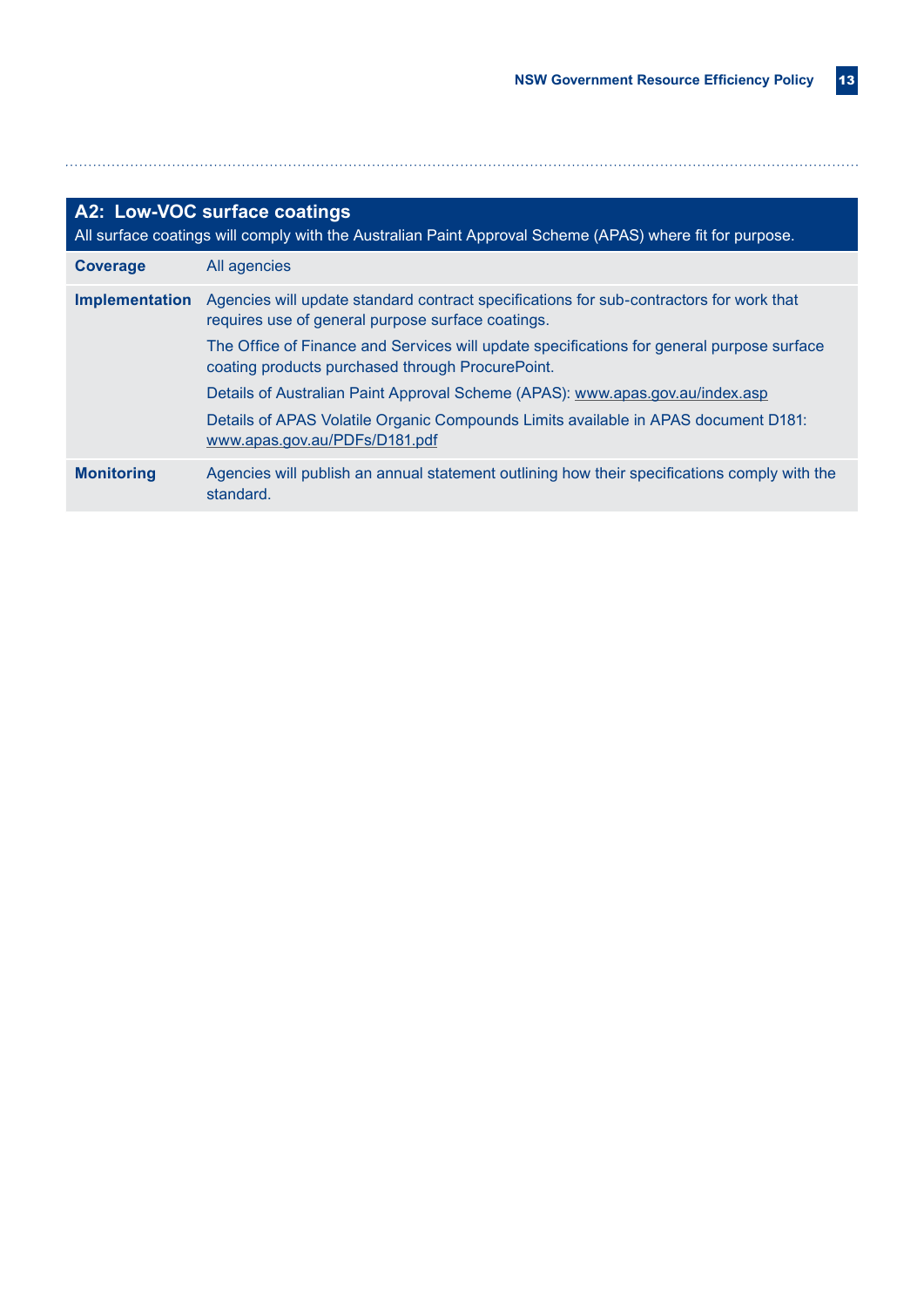## A2: Low-VOC surface coatings

All surface coatings will comply with the Australian Paint Approval Scheme (APAS) where fit for purpose.

| | |
|---|---|
| **Coverage** | All agencies |
| **Implementation** | Agencies will update standard contract specifications for sub-contractors for work that requires use of general purpose surface coatings.<br><br>The Office of Finance and Services will update specifications for general purpose surface coating products purchased through ProcurePoint.<br><br>Details of Australian Paint Approval Scheme (APAS): www.apas.gov.au/index.asp<br><br>Details of APAS Volatile Organic Compounds Limits available in APAS document D181: www.apas.gov.au/PDFs/D181.pdf |
| **Monitoring** | Agencies will publish an annual statement outlining how their specifications comply with the standard. |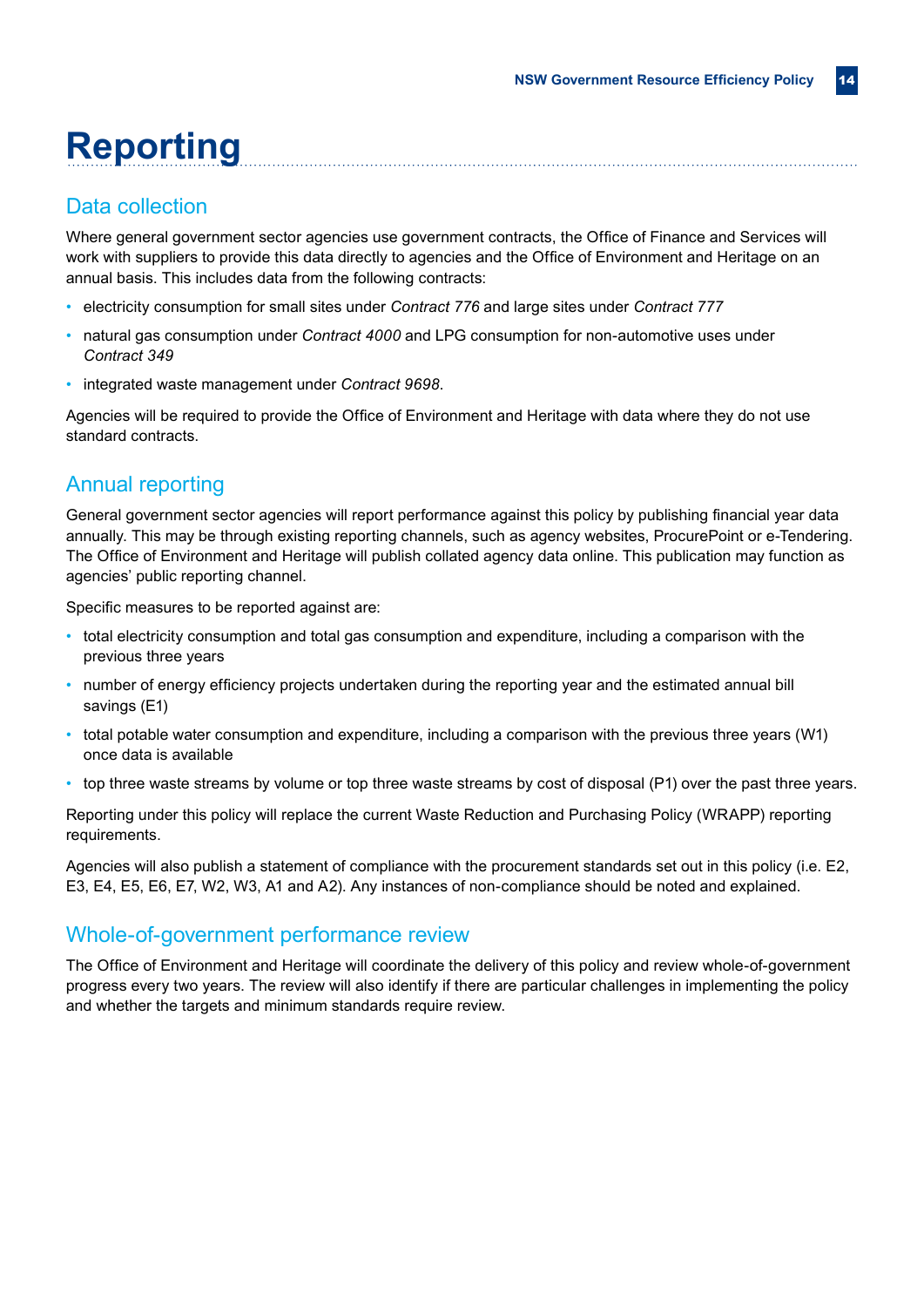# Reporting

## Data collection

Where general government sector agencies use government contracts, the Office of Finance and Services will work with suppliers to provide this data directly to agencies and the Office of Environment and Heritage on an annual basis. This includes data from the following contracts:

- electricity consumption for small sites under *Contract 776* and large sites under *Contract 777*
- natural gas consumption under *Contract 4000* and LPG consumption for non-automotive uses under *Contract 349*
- integrated waste management under *Contract 9698*.

Agencies will be required to provide the Office of Environment and Heritage with data where they do not use standard contracts.

## Annual reporting

General government sector agencies will report performance against this policy by publishing financial year data annually. This may be through existing reporting channels, such as agency websites, ProcurePoint or e-Tendering. The Office of Environment and Heritage will publish collated agency data online. This publication may function as agencies' public reporting channel.

Specific measures to be reported against are:

- total electricity consumption and total gas consumption and expenditure, including a comparison with the previous three years
- number of energy efficiency projects undertaken during the reporting year and the estimated annual bill savings (E1)
- total potable water consumption and expenditure, including a comparison with the previous three years (W1) once data is available
- top three waste streams by volume or top three waste streams by cost of disposal (P1) over the past three years.

Reporting under this policy will replace the current Waste Reduction and Purchasing Policy (WRAPP) reporting requirements.

Agencies will also publish a statement of compliance with the procurement standards set out in this policy (i.e. E2, E3, E4, E5, E6, E7, W2, W3, A1 and A2). Any instances of non-compliance should be noted and explained.

## Whole-of-government performance review

The Office of Environment and Heritage will coordinate the delivery of this policy and review whole-of-government progress every two years. The review will also identify if there are particular challenges in implementing the policy and whether the targets and minimum standards require review.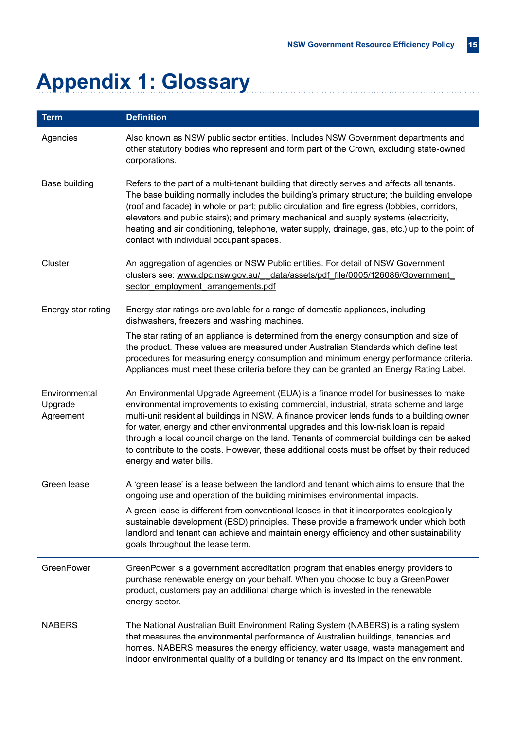# Appendix 1: Glossary

| Term | Definition |
|---|---|
| Agencies | Also known as NSW public sector entities. Includes NSW Government departments and other statutory bodies who represent and form part of the Crown, excluding state-owned corporations. |
| Base building | Refers to the part of a multi-tenant building that directly serves and affects all tenants. The base building normally includes the building's primary structure; the building envelope (roof and facade) in whole or part; public circulation and fire egress (lobbies, corridors, elevators and public stairs); and primary mechanical and supply systems (electricity, heating and air conditioning, telephone, water supply, drainage, gas, etc.) up to the point of contact with individual occupant spaces. |
| Cluster | An aggregation of agencies or NSW Public entities. For detail of NSW Government clusters see: www.dpc.nsw.gov.au/__data/assets/pdf_file/0005/126086/Government_sector_employment_arrangements.pdf |
| Energy star rating | Energy star ratings are available for a range of domestic appliances, including dishwashers, freezers and washing machines.<br><br>The star rating of an appliance is determined from the energy consumption and size of the product. These values are measured under Australian Standards which define test procedures for measuring energy consumption and minimum energy performance criteria. Appliances must meet these criteria before they can be granted an Energy Rating Label. |
| Environmental Upgrade Agreement | An Environmental Upgrade Agreement (EUA) is a finance model for businesses to make environmental improvements to existing commercial, industrial, strata scheme and large multi-unit residential buildings in NSW. A finance provider lends funds to a building owner for water, energy and other environmental upgrades and this low-risk loan is repaid through a local council charge on the land. Tenants of commercial buildings can be asked to contribute to the costs. However, these additional costs must be offset by their reduced energy and water bills. |
| Green lease | A 'green lease' is a lease between the landlord and tenant which aims to ensure that the ongoing use and operation of the building minimises environmental impacts.<br><br>A green lease is different from conventional leases in that it incorporates ecologically sustainable development (ESD) principles. These provide a framework under which both landlord and tenant can achieve and maintain energy efficiency and other sustainability goals throughout the lease term. |
| GreenPower | GreenPower is a government accreditation program that enables energy providers to purchase renewable energy on your behalf. When you choose to buy a GreenPower product, customers pay an additional charge which is invested in the renewable energy sector. |
| NABERS | The National Australian Built Environment Rating System (NABERS) is a rating system that measures the environmental performance of Australian buildings, tenancies and homes. NABERS measures the energy efficiency, water usage, waste management and indoor environmental quality of a building or tenancy and its impact on the environment. |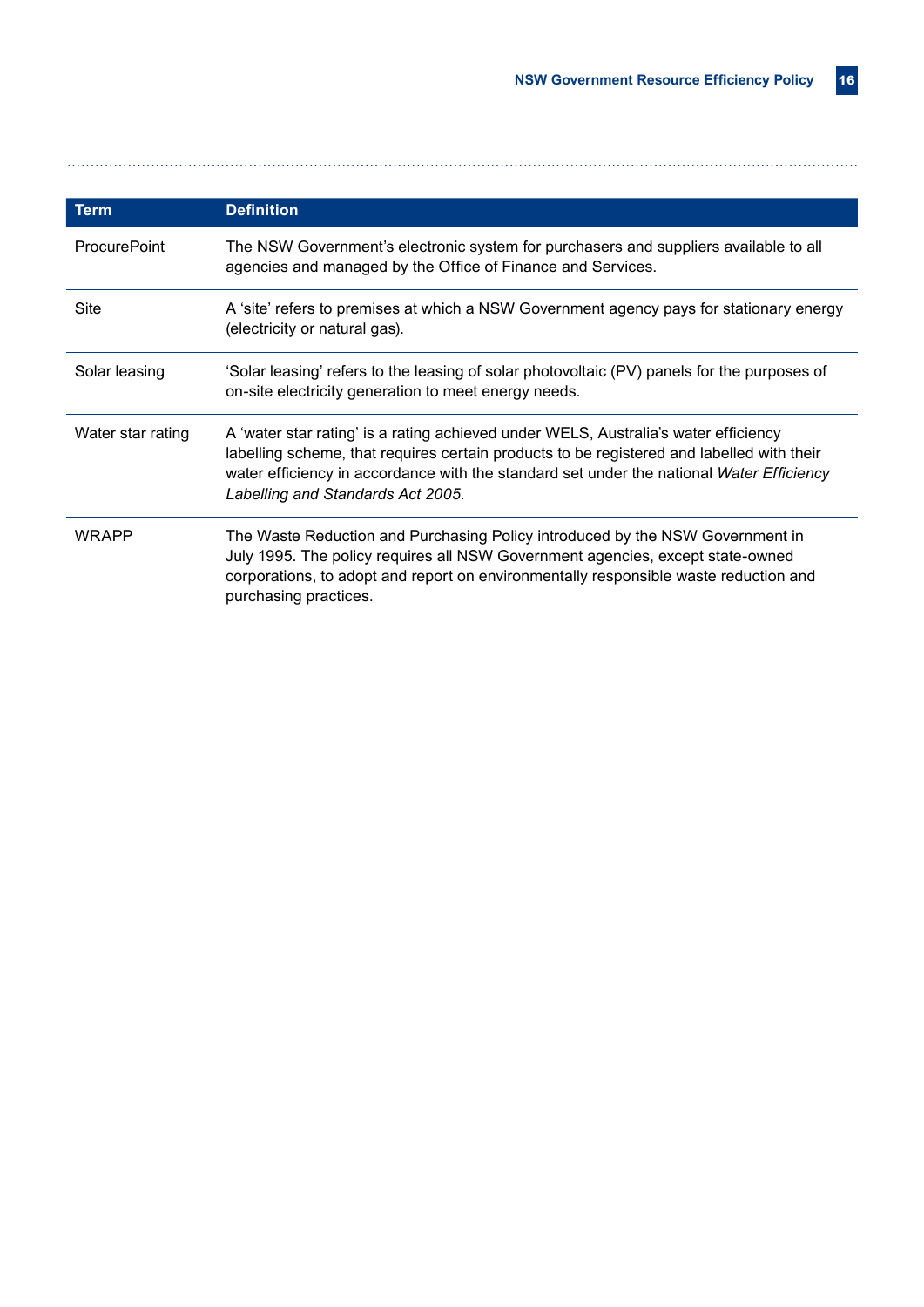| Term | Definition |
| --- | --- |
| ProcurePoint | The NSW Government's electronic system for purchasers and suppliers available to all agencies and managed by the Office of Finance and Services. |
| Site | A 'site' refers to premises at which a NSW Government agency pays for stationary energy (electricity or natural gas). |
| Solar leasing | 'Solar leasing' refers to the leasing of solar photovoltaic (PV) panels for the purposes of on-site electricity generation to meet energy needs. |
| Water star rating | A 'water star rating' is a rating achieved under WELS, Australia's water efficiency labelling scheme, that requires certain products to be registered and labelled with their water efficiency in accordance with the standard set under the national *Water Efficiency Labelling and Standards Act 2005*. |
| WRAPP | The Waste Reduction and Purchasing Policy introduced by the NSW Government in July 1995. The policy requires all NSW Government agencies, except state-owned corporations, to adopt and report on environmentally responsible waste reduction and purchasing practices. |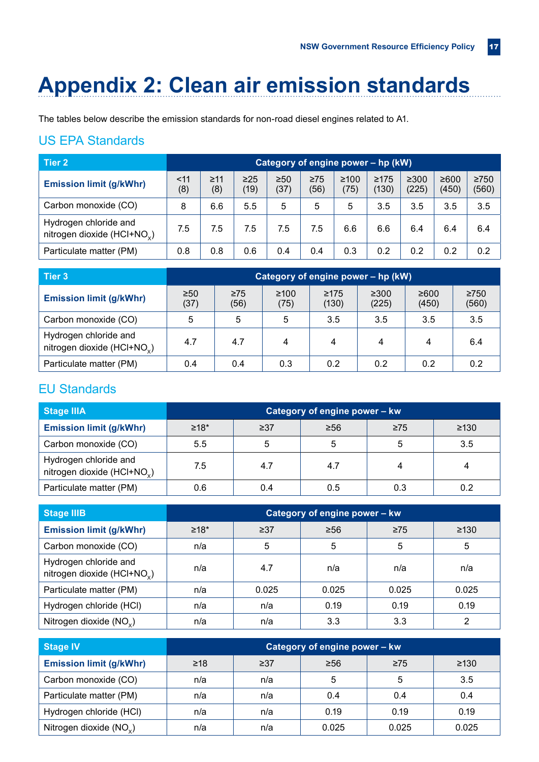# Appendix 2: Clean air emission standards

The tables below describe the emission standards for non-road diesel engines related to A1.

## US EPA Standards

| Tier 2 | Category of engine power – hp (kW) | | | | | | | | | |
|---|---|---|---|---|---|---|---|---|---|---|
| **Emission limit (g/kWhr)** | <11 (8) | ≥11 (8) | ≥25 (19) | ≥50 (37) | ≥75 (56) | ≥100 (75) | ≥175 (130) | ≥300 (225) | ≥600 (450) | ≥750 (560) |
| Carbon monoxide (CO) | 8 | 6.6 | 5.5 | 5 | 5 | 5 | 3.5 | 3.5 | 3.5 | 3.5 |
| Hydrogen chloride and nitrogen dioxide ($HCl+NO_x$) | 7.5 | 7.5 | 7.5 | 7.5 | 7.5 | 6.6 | 6.6 | 6.4 | 6.4 | 6.4 |
| Particulate matter (PM) | 0.8 | 0.8 | 0.6 | 0.4 | 0.4 | 0.3 | 0.2 | 0.2 | 0.2 | 0.2 |

| Tier 3 | Category of engine power – hp (kW) | | | | | | |
|---|---|---|---|---|---|---|---|
| **Emission limit (g/kWhr)** | ≥50 (37) | ≥75 (56) | ≥100 (75) | ≥175 (130) | ≥300 (225) | ≥600 (450) | ≥750 (560) |
| Carbon monoxide (CO) | 5 | 5 | 5 | 3.5 | 3.5 | 3.5 | 3.5 |
| Hydrogen chloride and nitrogen dioxide ($HCl+NO_x$) | 4.7 | 4.7 | 4 | 4 | 4 | 4 | 6.4 |
| Particulate matter (PM) | 0.4 | 0.4 | 0.3 | 0.2 | 0.2 | 0.2 | 0.2 |

## EU Standards

| Stage IIIA | Category of engine power – kw | | | | |
|---|---|---|---|---|---|
| **Emission limit (g/kWhr)** | ≥18* | ≥37 | ≥56 | ≥75 | ≥130 |
| Carbon monoxide (CO) | 5.5 | 5 | 5 | 5 | 3.5 |
| Hydrogen chloride and nitrogen dioxide ($HCl+NO_x$) | 7.5 | 4.7 | 4.7 | 4 | 4 |
| Particulate matter (PM) | 0.6 | 0.4 | 0.5 | 0.3 | 0.2 |

| Stage IIIB | Category of engine power – kw | | | | |
|---|---|---|---|---|---|
| **Emission limit (g/kWhr)** | ≥18* | ≥37 | ≥56 | ≥75 | ≥130 |
| Carbon monoxide (CO) | n/a | 5 | 5 | 5 | 5 |
| Hydrogen chloride and nitrogen dioxide ($HCl+NO_x$) | n/a | 4.7 | n/a | n/a | n/a |
| Particulate matter (PM) | n/a | 0.025 | 0.025 | 0.025 | 0.025 |
| Hydrogen chloride (HCl) | n/a | n/a | 0.19 | 0.19 | 0.19 |
| Nitrogen dioxide ($NO_x$) | n/a | n/a | 3.3 | 3.3 | 2 |

| Stage IV | Category of engine power – kw | | | | |
|---|---|---|---|---|---|
| **Emission limit (g/kWhr)** | ≥18 | ≥37 | ≥56 | ≥75 | ≥130 |
| Carbon monoxide (CO) | n/a | n/a | 5 | 5 | 3.5 |
| Particulate matter (PM) | n/a | n/a | 0.4 | 0.4 | 0.4 |
| Hydrogen chloride (HCl) | n/a | n/a | 0.19 | 0.19 | 0.19 |
| Nitrogen dioxide ($NO_x$) | n/a | n/a | 0.025 | 0.025 | 0.025 |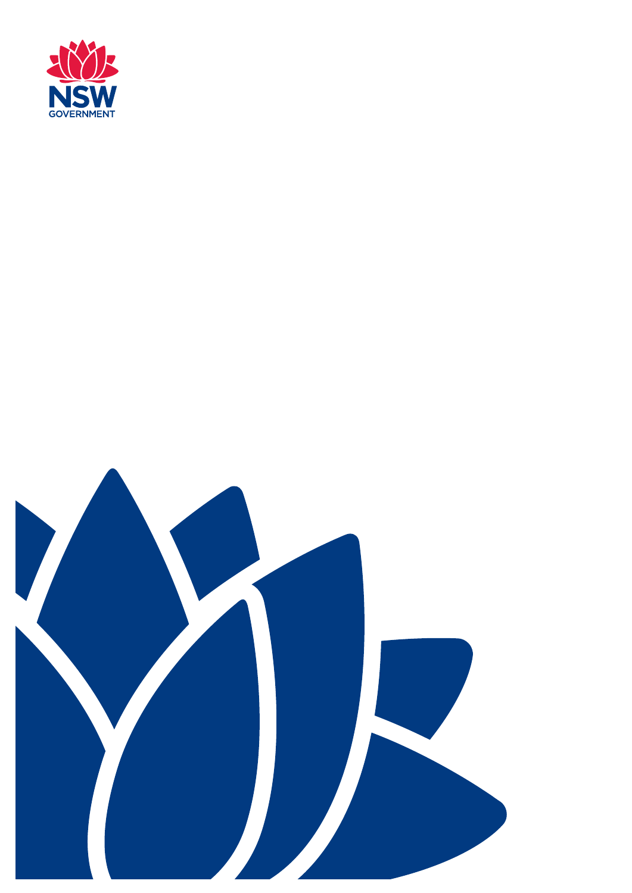NSW GOVERNMENT